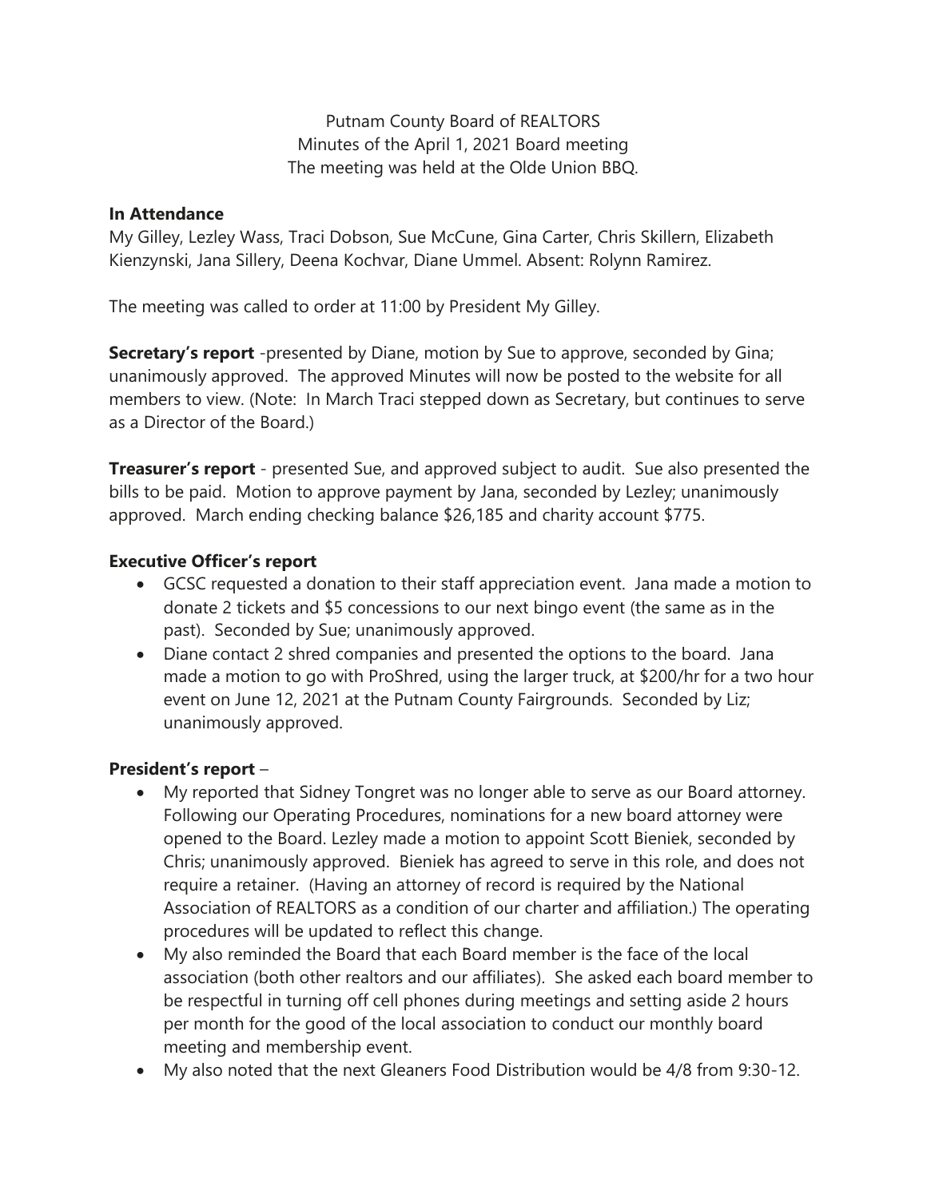Putnam County Board of REALTORS
Minutes of the April 1, 2021 Board meeting
The meeting was held at the Olde Union BBQ.

**In Attendance**

My Gilley, Lezley Wass, Traci Dobson, Sue McCune, Gina Carter, Chris Skillern, Elizabeth Kienzynski, Jana Sillery, Deena Kochvar, Diane Ummel. Absent: Rolynn Ramirez.

The meeting was called to order at 11:00 by President My Gilley.

**Secretary's report** -presented by Diane, motion by Sue to approve, seconded by Gina; unanimously approved. The approved Minutes will now be posted to the website for all members to view. (Note: In March Traci stepped down as Secretary, but continues to serve as a Director of the Board.)

**Treasurer's report** - presented Sue, and approved subject to audit. Sue also presented the bills to be paid. Motion to approve payment by Jana, seconded by Lezley; unanimously approved. March ending checking balance $26,185 and charity account $775.

**Executive Officer's report**

- GCSC requested a donation to their staff appreciation event. Jana made a motion to donate 2 tickets and $5 concessions to our next bingo event (the same as in the past). Seconded by Sue; unanimously approved.
- Diane contact 2 shred companies and presented the options to the board. Jana made a motion to go with ProShred, using the larger truck, at $200/hr for a two hour event on June 12, 2021 at the Putnam County Fairgrounds. Seconded by Liz; unanimously approved.

**President's report** –

- My reported that Sidney Tongret was no longer able to serve as our Board attorney. Following our Operating Procedures, nominations for a new board attorney were opened to the Board. Lezley made a motion to appoint Scott Bieniek, seconded by Chris; unanimously approved. Bieniek has agreed to serve in this role, and does not require a retainer. (Having an attorney of record is required by the National Association of REALTORS as a condition of our charter and affiliation.) The operating procedures will be updated to reflect this change.
- My also reminded the Board that each Board member is the face of the local association (both other realtors and our affiliates). She asked each board member to be respectful in turning off cell phones during meetings and setting aside 2 hours per month for the good of the local association to conduct our monthly board meeting and membership event.
- My also noted that the next Gleaners Food Distribution would be 4/8 from 9:30-12.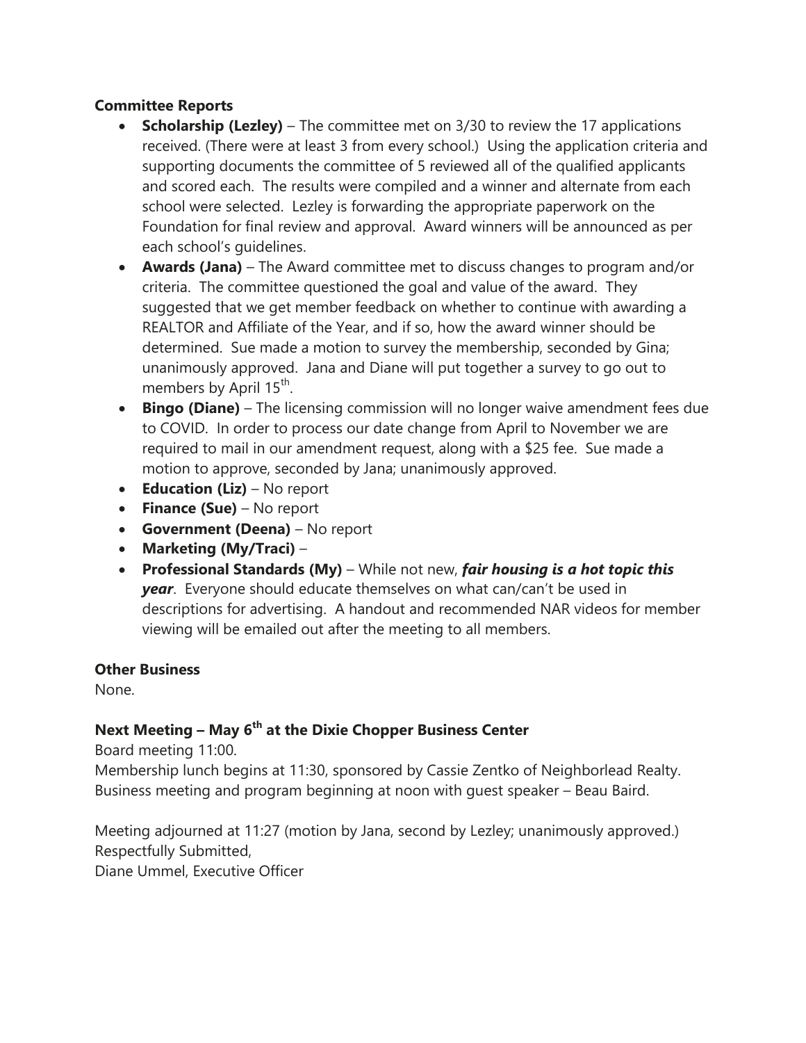**Committee Reports**

- **Scholarship (Lezley)** – The committee met on 3/30 to review the 17 applications received. (There were at least 3 from every school.) Using the application criteria and supporting documents the committee of 5 reviewed all of the qualified applicants and scored each. The results were compiled and a winner and alternate from each school were selected. Lezley is forwarding the appropriate paperwork on the Foundation for final review and approval. Award winners will be announced as per each school's guidelines.
- **Awards (Jana)** – The Award committee met to discuss changes to program and/or criteria. The committee questioned the goal and value of the award. They suggested that we get member feedback on whether to continue with awarding a REALTOR and Affiliate of the Year, and if so, how the award winner should be determined. Sue made a motion to survey the membership, seconded by Gina; unanimously approved. Jana and Diane will put together a survey to go out to members by April 15th.
- **Bingo (Diane)** – The licensing commission will no longer waive amendment fees due to COVID. In order to process our date change from April to November we are required to mail in our amendment request, along with a $25 fee. Sue made a motion to approve, seconded by Jana; unanimously approved.
- **Education (Liz)** – No report
- **Finance (Sue)** – No report
- **Government (Deena)** – No report
- **Marketing (My/Traci)** –
- **Professional Standards (My)** – While not new, ***fair housing is a hot topic this year***. Everyone should educate themselves on what can/can't be used in descriptions for advertising. A handout and recommended NAR videos for member viewing will be emailed out after the meeting to all members.

**Other Business**

None.

**Next Meeting – May 6th at the Dixie Chopper Business Center**

Board meeting 11:00.
Membership lunch begins at 11:30, sponsored by Cassie Zentko of Neighborlead Realty.
Business meeting and program beginning at noon with guest speaker – Beau Baird.

Meeting adjourned at 11:27 (motion by Jana, second by Lezley; unanimously approved.)
Respectfully Submitted,
Diane Ummel, Executive Officer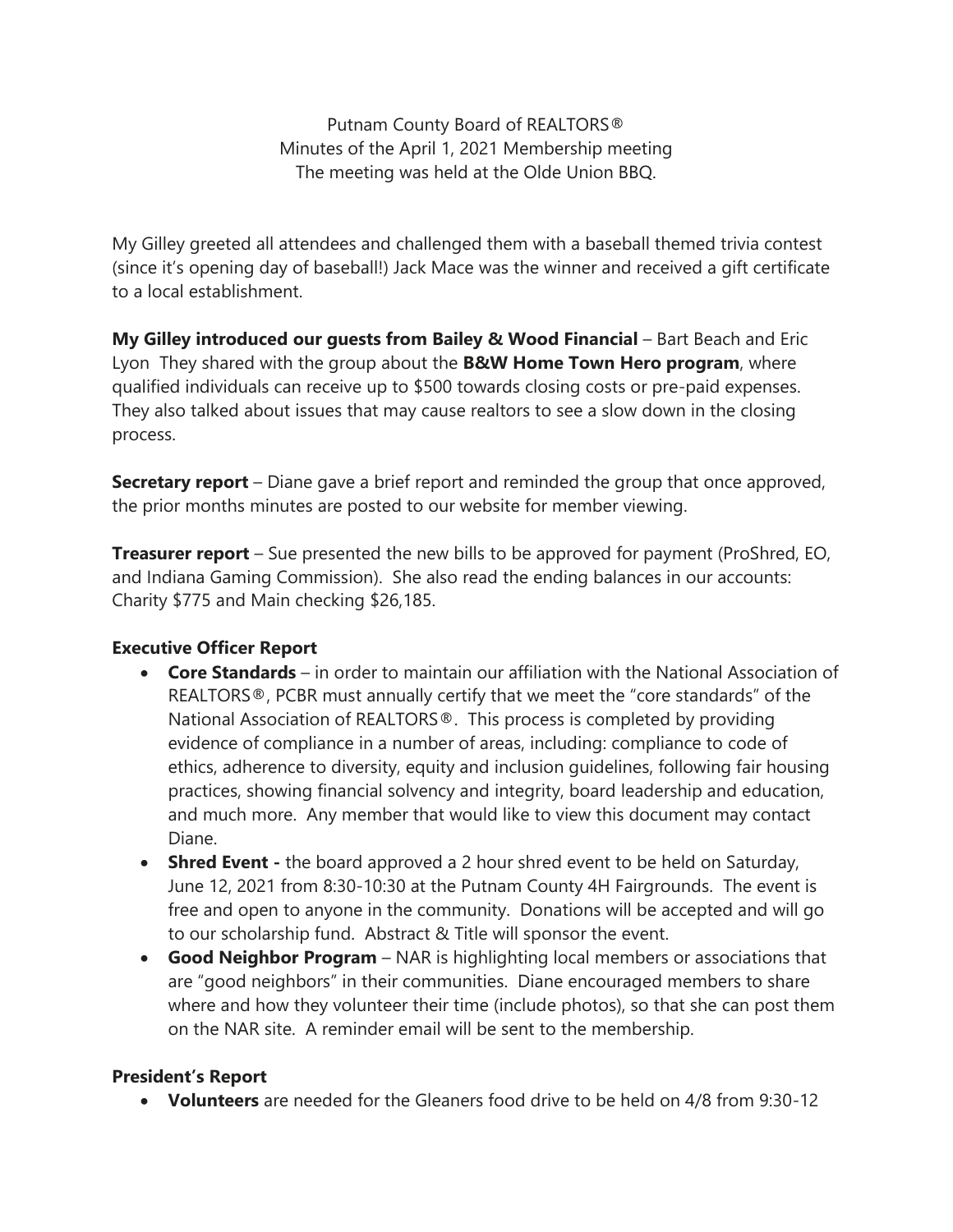Putnam County Board of REALTORS®
Minutes of the April 1, 2021 Membership meeting
The meeting was held at the Olde Union BBQ.

My Gilley greeted all attendees and challenged them with a baseball themed trivia contest (since it's opening day of baseball!) Jack Mace was the winner and received a gift certificate to a local establishment.

**My Gilley introduced our guests from Bailey & Wood Financial** – Bart Beach and Eric Lyon They shared with the group about the **B&W Home Town Hero program**, where qualified individuals can receive up to $500 towards closing costs or pre-paid expenses. They also talked about issues that may cause realtors to see a slow down in the closing process.

**Secretary report** – Diane gave a brief report and reminded the group that once approved, the prior months minutes are posted to our website for member viewing.

**Treasurer report** – Sue presented the new bills to be approved for payment (ProShred, EO, and Indiana Gaming Commission). She also read the ending balances in our accounts: Charity $775 and Main checking $26,185.

**Executive Officer Report**

- **Core Standards** – in order to maintain our affiliation with the National Association of REALTORS®, PCBR must annually certify that we meet the "core standards" of the National Association of REALTORS®. This process is completed by providing evidence of compliance in a number of areas, including: compliance to code of ethics, adherence to diversity, equity and inclusion guidelines, following fair housing practices, showing financial solvency and integrity, board leadership and education, and much more. Any member that would like to view this document may contact Diane.
- **Shred Event -** the board approved a 2 hour shred event to be held on Saturday, June 12, 2021 from 8:30-10:30 at the Putnam County 4H Fairgrounds. The event is free and open to anyone in the community. Donations will be accepted and will go to our scholarship fund. Abstract & Title will sponsor the event.
- **Good Neighbor Program** – NAR is highlighting local members or associations that are "good neighbors" in their communities. Diane encouraged members to share where and how they volunteer their time (include photos), so that she can post them on the NAR site. A reminder email will be sent to the membership.

**President's Report**

- **Volunteers** are needed for the Gleaners food drive to be held on 4/8 from 9:30-12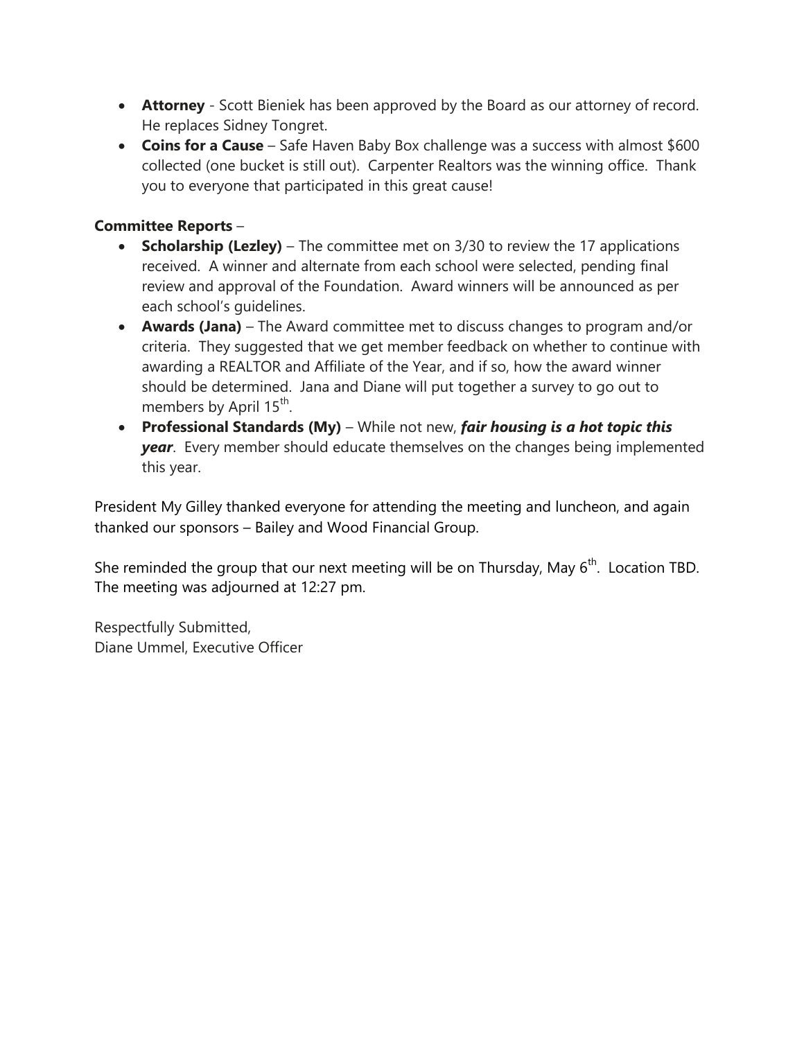- **Attorney** - Scott Bieniek has been approved by the Board as our attorney of record. He replaces Sidney Tongret.
- **Coins for a Cause** – Safe Haven Baby Box challenge was a success with almost $600 collected (one bucket is still out). Carpenter Realtors was the winning office. Thank you to everyone that participated in this great cause!

**Committee Reports** –

- **Scholarship (Lezley)** – The committee met on 3/30 to review the 17 applications received. A winner and alternate from each school were selected, pending final review and approval of the Foundation. Award winners will be announced as per each school's guidelines.
- **Awards (Jana)** – The Award committee met to discuss changes to program and/or criteria. They suggested that we get member feedback on whether to continue with awarding a REALTOR and Affiliate of the Year, and if so, how the award winner should be determined. Jana and Diane will put together a survey to go out to members by April 15th.
- **Professional Standards (My)** – While not new, ***fair housing is a hot topic this year***. Every member should educate themselves on the changes being implemented this year.

President My Gilley thanked everyone for attending the meeting and luncheon, and again thanked our sponsors – Bailey and Wood Financial Group.

She reminded the group that our next meeting will be on Thursday, May 6th. Location TBD. The meeting was adjourned at 12:27 pm.

Respectfully Submitted,
Diane Ummel, Executive Officer